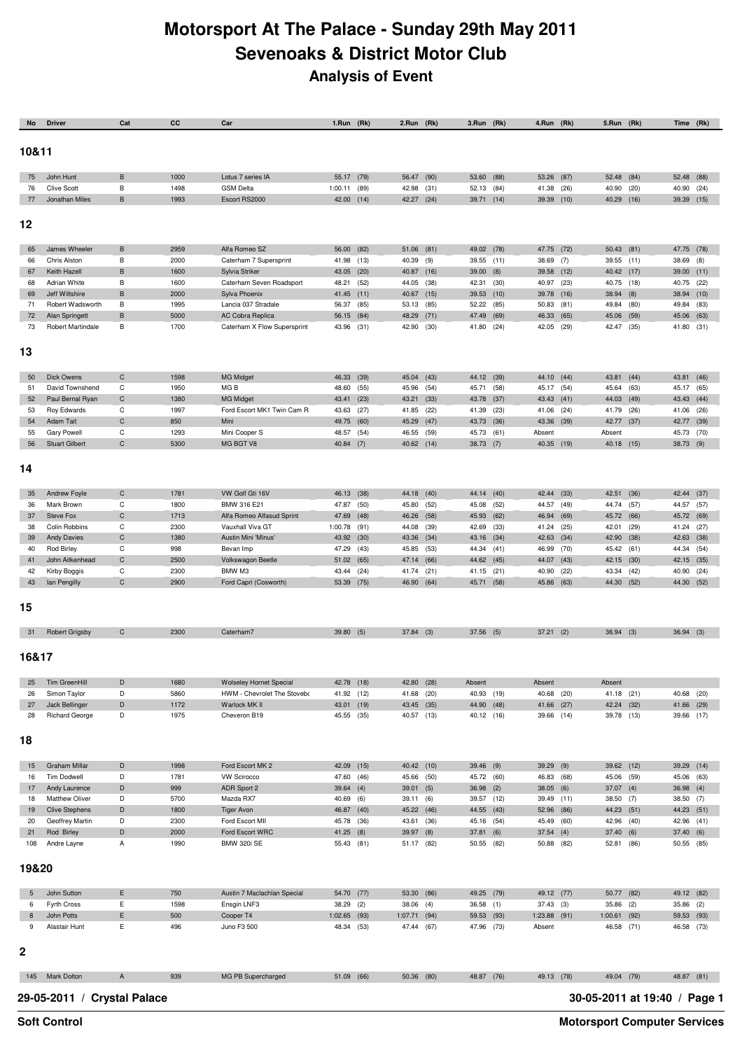# Motorsport At The Palace - Sunday 29th May 2011

## Sevenoaks & District Motor Club

### Analysis of Event

| No | Driver | Cat | CC | Car | 1.Run | (Rk) | 2.Run | (Rk) | 3.Run | (Rk) | 4.Run | (Rk) | 5.Run | (Rk) | Time | (Rk) |
|---|---|---|---|---|---|---|---|---|---|---|---|---|---|---|---|---|
| **10&11** | | | | | | | | | | | | | | | | |
| 75 | John Hunt | B | 1000 | Lotus 7 series IA | 55.17 | (79) | 56.47 | (90) | 53.60 | (88) | 53.26 | (87) | 52.48 | (84) | 52.48 | (88) |
| 76 | Clive Scott | B | 1498 | GSM Delta | 1:00.11 | (89) | 42.98 | (31) | 52.13 | (84) | 41.38 | (26) | 40.90 | (20) | 40.90 | (24) |
| 77 | Jonathan Miles | B | 1993 | Escort RS2000 | 42.00 | (14) | 42.27 | (24) | 39.71 | (14) | 39.39 | (10) | 40.29 | (16) | 39.39 | (15) |
| **12** | | | | | | | | | | | | | | | | |
| 65 | James Wheeler | B | 2959 | Alfa Romeo SZ | 56.00 | (82) | 51.06 | (81) | 49.02 | (78) | 47.75 | (72) | 50.43 | (81) | 47.75 | (78) |
| 66 | Chris Alston | B | 2000 | Caterham 7 Supersprint | 41.98 | (13) | 40.39 | (9) | 39.55 | (11) | 38.69 | (7) | 39.55 | (11) | 38.69 | (8) |
| 67 | Keith Hazell | B | 1600 | Sylvia Striker | 43.05 | (20) | 40.87 | (16) | 39.00 | (8) | 39.58 | (12) | 40.42 | (17) | 39.00 | (11) |
| 68 | Adrian White | B | 1600 | Caterham Seven Roadsport | 48.21 | (52) | 44.05 | (38) | 42.31 | (30) | 40.97 | (23) | 40.75 | (18) | 40.75 | (22) |
| 69 | Jeff Wiltshire | B | 2000 | Sylva Phoenix | 41.45 | (11) | 40.67 | (15) | 39.53 | (10) | 39.78 | (16) | 38.94 | (8) | 38.94 | (10) |
| 71 | Robert Wadsworth | B | 1995 | Lancia 037 Stradale | 56.37 | (85) | 53.13 | (85) | 52.22 | (85) | 50.83 | (81) | 49.84 | (80) | 49.84 | (83) |
| 72 | Alan Springett | B | 5000 | AC Cobra Replica | 56.15 | (84) | 48.29 | (71) | 47.49 | (69) | 46.33 | (65) | 45.06 | (59) | 45.06 | (63) |
| 73 | Robert Martindale | B | 1700 | Caterham X Flow Supersprint | 43.96 | (31) | 42.90 | (30) | 41.80 | (24) | 42.05 | (29) | 42.47 | (35) | 41.80 | (31) |
| **13** | | | | | | | | | | | | | | | | |
| 50 | Dick Owens | C | 1598 | MG Midget | 46.33 | (39) | 45.04 | (43) | 44.12 | (39) | 44.10 | (44) | 43.81 | (44) | 43.81 | (46) |
| 51 | David Townshend | C | 1950 | MG B | 48.60 | (55) | 45.96 | (54) | 45.71 | (58) | 45.17 | (54) | 45.64 | (63) | 45.17 | (65) |
| 52 | Paul Bernal Ryan | C | 1380 | MG Midget | 43.41 | (23) | 43.21 | (33) | 43.78 | (37) | 43.43 | (41) | 44.03 | (49) | 43.43 | (44) |
| 53 | Roy Edwards | C | 1997 | Ford Escort MK1 Twin Cam R | 43.63 | (27) | 41.85 | (22) | 41.39 | (23) | 41.06 | (24) | 41.79 | (26) | 41.06 | (26) |
| 54 | Adam Tait | C | 850 | Mini | 49.75 | (60) | 45.29 | (47) | 43.73 | (36) | 43.36 | (39) | 42.77 | (37) | 42.77 | (39) |
| 55 | Gary Powell | C | 1293 | Mini Cooper S | 48.57 | (54) | 46.55 | (59) | 45.73 | (61) | Absent | | Absent | | 45.73 | (70) |
| 56 | Stuart Gilbert | C | 5300 | MG BGT V8 | 40.84 | (7) | 40.62 | (14) | 38.73 | (7) | 40.35 | (19) | 40.18 | (15) | 38.73 | (9) |
| **14** | | | | | | | | | | | | | | | | |
| 35 | Andrew Foyle | C | 1781 | VW Golf Gti 16V | 46.13 | (38) | 44.18 | (40) | 44.14 | (40) | 42.44 | (33) | 42.51 | (36) | 42.44 | (37) |
| 36 | Mark Brown | C | 1800 | BMW 316 E21 | 47.87 | (50) | 45.80 | (52) | 45.08 | (52) | 44.57 | (49) | 44.74 | (57) | 44.57 | (57) |
| 37 | Steve Fox | C | 1713 | Alfa Romeo Alfasud Sprint | 47.69 | (48) | 46.26 | (58) | 45.93 | (62) | 46.94 | (69) | 45.72 | (66) | 45.72 | (69) |
| 38 | Colin Robbins | C | 2300 | Vauxhall Viva GT | 1:00.78 | (91) | 44.08 | (39) | 42.69 | (33) | 41.24 | (25) | 42.01 | (29) | 41.24 | (27) |
| 39 | Andy Davies | C | 1380 | Austin Mini 'Minus' | 43.92 | (30) | 43.36 | (34) | 43.16 | (34) | 42.63 | (34) | 42.90 | (38) | 42.63 | (38) |
| 40 | Rod Birley | C | 998 | Bevan Imp | 47.29 | (43) | 45.85 | (53) | 44.34 | (41) | 46.99 | (70) | 45.42 | (61) | 44.34 | (54) |
| 41 | John Aitkenhead | C | 2500 | Volkswagen Beetle | 51.02 | (65) | 47.14 | (66) | 44.62 | (45) | 44.07 | (43) | 42.15 | (30) | 42.15 | (35) |
| 42 | Kirby Boggis | C | 2300 | BMW M3 | 43.44 | (24) | 41.74 | (21) | 41.15 | (21) | 40.90 | (22) | 43.34 | (42) | 40.90 | (24) |
| 43 | Ian Pengilly | C | 2900 | Ford Capri (Cosworth) | 53.39 | (75) | 46.90 | (64) | 45.71 | (58) | 45.86 | (63) | 44.30 | (52) | 44.30 | (52) |
| **15** | | | | | | | | | | | | | | | | |
| 31 | Robert Grigsby | C | 2300 | Caterham7 | 39.80 | (5) | 37.84 | (3) | 37.56 | (5) | 37.21 | (2) | 36.94 | (3) | 36.94 | (3) |
| **16&17** | | | | | | | | | | | | | | | | |
| 25 | Tim GreenHill | D | 1680 | Wolseley Hornet Special | 42.78 | (18) | 42.80 | (28) | Absent | | Absent | | Absent | | | |
| 26 | Simon Taylor | D | 5860 | HWM - Chevrolet The Stovebo | 41.92 | (12) | 41.68 | (20) | 40.93 | (19) | 40.68 | (20) | 41.18 | (21) | 40.68 | (20) |
| 27 | Jack Bellinger | D | 1172 | Warlock MK II | 43.01 | (19) | 43.45 | (35) | 44.90 | (48) | 41.66 | (27) | 42.24 | (32) | 41.66 | (29) |
| 28 | Richard George | D | 1975 | Cheveron B19 | 45.55 | (35) | 40.57 | (13) | 40.12 | (16) | 39.66 | (14) | 39.78 | (13) | 39.66 | (17) |
| **18** | | | | | | | | | | | | | | | | |
| 15 | Graham Millar | D | 1998 | Ford Escort MK 2 | 42.09 | (15) | 40.42 | (10) | 39.46 | (9) | 39.29 | (9) | 39.62 | (12) | 39.29 | (14) |
| 16 | Tim Dodwell | D | 1781 | VW Scirocco | 47.60 | (46) | 45.66 | (50) | 45.72 | (60) | 46.83 | (68) | 45.06 | (59) | 45.06 | (63) |
| 17 | Andy Laurence | D | 999 | ADR Sport 2 | 39.64 | (4) | 39.01 | (5) | 36.98 | (2) | 38.05 | (6) | 37.07 | (4) | 36.98 | (4) |
| 18 | Matthew Oliver | D | 5700 | Mazda RX7 | 40.69 | (6) | 39.11 | (6) | 39.57 | (12) | 39.49 | (11) | 38.50 | (7) | 38.50 | (7) |
| 19 | Clive Stephens | D | 1800 | Tiger Avon | 46.87 | (40) | 45.22 | (46) | 44.55 | (43) | 52.96 | (86) | 44.23 | (51) | 44.23 | (51) |
| 20 | Geoffrey Martin | D | 2300 | Ford Escort MII | 45.78 | (36) | 43.61 | (36) | 45.16 | (54) | 45.49 | (60) | 42.96 | (40) | 42.96 | (41) |
| 21 | Rod Birley | D | 2000 | Ford Escort WRC | 41.25 | (8) | 39.97 | (8) | 37.81 | (6) | 37.54 | (4) | 37.40 | (6) | 37.40 | (6) |
| 108 | Andre Layne | A | 1990 | BMW 320i SE | 55.43 | (81) | 51.17 | (82) | 50.55 | (82) | 50.88 | (82) | 52.81 | (86) | 50.55 | (85) |
| **19&20** | | | | | | | | | | | | | | | | |
| 5 | John Sutton | E | 750 | Austin 7 Maclachlan Special | 54.70 | (77) | 53.30 | (86) | 49.25 | (79) | 49.12 | (77) | 50.77 | (82) | 49.12 | (82) |
| 6 | Fyrth Cross | E | 1598 | Ensgin LNF3 | 38.29 | (2) | 38.06 | (4) | 36.58 | (1) | 37.43 | (3) | 35.86 | (2) | 35.86 | (2) |
| 8 | John Potts | E | 500 | Cooper T4 | 1:02.65 | (93) | 1:07.71 | (94) | 59.53 | (93) | 1:23.88 | (91) | 1:00.61 | (92) | 59.53 | (93) |
| 9 | Alastair Hunt | E | 496 | Juno F3 500 | 48.34 | (53) | 47.44 | (67) | 47.96 | (73) | Absent | | 46.58 | (71) | 46.58 | (73) |
| **2** | | | | | | | | | | | | | | | | |
| 145 | Mark Dolton | A | 939 | MG PB Supercharged | 51.09 | (66) | 50.36 | (80) | 48.87 | (76) | 49.13 | (78) | 49.04 | (79) | 48.87 | (81) |

29-05-2011 / Crystal Palace

30-05-2011 at 19:40

Soft Control

Motorsport Computer Services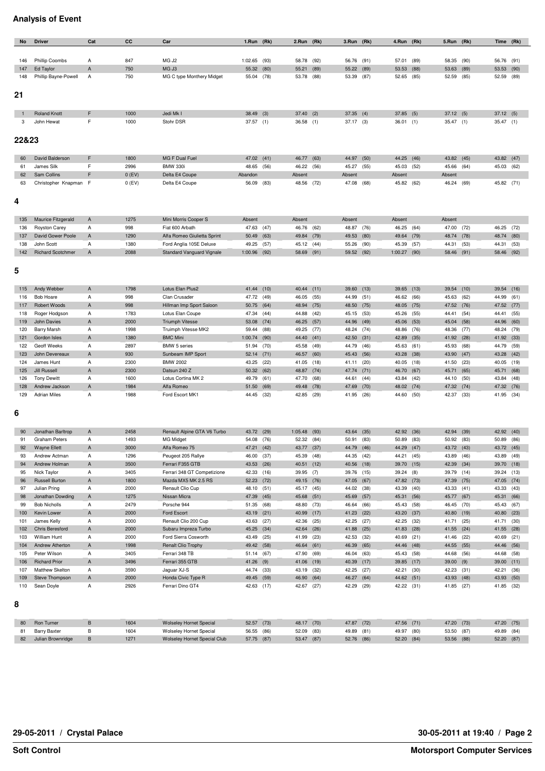## Analysis of Event

| No | Driver | Cat | CC | Car | 1.Run | (Rk) | 2.Run | (Rk) | 3.Run | (Rk) | 4.Run | (Rk) | 5.Run | (Rk) | Time | (Rk) |
|---|---|---|---|---|---|---|---|---|---|---|---|---|---|---|---|---|
| 146 | Phillip Coombs | A | 847 | MG J2 | 1:02.65 | (93) | 58.78 | (92) | 56.76 | (91) | 57.01 | (89) | 58.35 | (90) | 56.76 | (91) |
| 147 | Ed Taylor | A | 750 | MG J3 | 55.32 | (80) | 55.21 | (89) | 55.22 | (89) | 53.53 | (88) | 53.63 | (89) | 53.53 | (90) |
| 148 | Phillip Bayne-Powell | A | 750 | MG C type Monthery Midget | 55.04 | (78) | 53.78 | (88) | 53.39 | (87) | 52.65 | (85) | 52.59 | (85) | 52.59 | (89) |

### 21

| No | Driver | Cat | CC | Car | 1.Run | (Rk) | 2.Run | (Rk) | 3.Run | (Rk) | 4.Run | (Rk) | 5.Run | (Rk) | Time | (Rk) |
|---|---|---|---|---|---|---|---|---|---|---|---|---|---|---|---|---|
| 1 | Roland Knott | F | 1000 | Jedi Mk I | 38.49 | (3) | 37.40 | (2) | 37.35 | (4) | 37.85 | (5) | 37.12 | (5) | 37.12 | (5) |
| 3 | John Hewat | F | 1000 | Stohr DSR | 37.57 | (1) | 36.58 | (1) | 37.17 | (3) | 36.01 | (1) | 35.47 | (1) | 35.47 | (1) |

### 22&23

| No | Driver | Cat | CC | Car | 1.Run | (Rk) | 2.Run | (Rk) | 3.Run | (Rk) | 4.Run | (Rk) | 5.Run | (Rk) | Time | (Rk) |
|---|---|---|---|---|---|---|---|---|---|---|---|---|---|---|---|---|
| 60 | David Balderson | F | 1800 | MG F Dual Fuel | 47.02 | (41) | 46.77 | (63) | 44.97 | (50) | 44.25 | (46) | 43.82 | (45) | 43.82 | (47) |
| 61 | James Silk | F | 2996 | BMW 330i | 48.65 | (56) | 46.22 | (56) | 45.27 | (55) | 45.03 | (52) | 45.66 | (64) | 45.03 | (62) |
| 62 | Sam Collins | F | 0 (EV) | Delta E4 Coupe | Abandon | | Absent | | Absent | | Absent | | Absent | | | |
| 63 | Christopher Knapman | F | 0 (EV) | Delta E4 Coupe | 56.09 | (83) | 48.56 | (72) | 47.08 | (68) | 45.82 | (62) | 46.24 | (69) | 45.82 | (71) |

### 4

| No | Driver | Cat | CC | Car | 1.Run | (Rk) | 2.Run | (Rk) | 3.Run | (Rk) | 4.Run | (Rk) | 5.Run | (Rk) | Time | (Rk) |
|---|---|---|---|---|---|---|---|---|---|---|---|---|---|---|---|---|
| 135 | Maurice Fitzgerald | A | 1275 | Mini Morris Cooper S | Absent | | Absent | | Absent | | Absent | | Absent | | | |
| 136 | Royston Carey | A | 998 | Fiat 600 Arbath | 47.63 | (47) | 46.76 | (62) | 48.87 | (76) | 46.25 | (64) | 47.00 | (72) | 46.25 | (72) |
| 137 | David Gower Poole | A | 1290 | Alfa Romeo Giulietta Sprint | 50.49 | (63) | 49.84 | (79) | 49.53 | (80) | 49.64 | (79) | 48.74 | (78) | 48.74 | (80) |
| 138 | John Scott | A | 1380 | Ford Anglia 105E Deluxe | 49.25 | (57) | 45.12 | (44) | 55.26 | (90) | 45.39 | (57) | 44.31 | (53) | 44.31 | (53) |
| 142 | Richard Scotchmer | A | 2088 | Standard Vanguard Vignale | 1:00.96 | (92) | 58.69 | (91) | 59.52 | (92) | 1:00.27 | (90) | 58.46 | (91) | 58.46 | (92) |

### 5

| No | Driver | Cat | CC | Car | 1.Run | (Rk) | 2.Run | (Rk) | 3.Run | (Rk) | 4.Run | (Rk) | 5.Run | (Rk) | Time | (Rk) |
|---|---|---|---|---|---|---|---|---|---|---|---|---|---|---|---|---|
| 115 | Andy Webber | A | 1798 | Lotus Elan Plus2 | 41.44 | (10) | 40.44 | (11) | 39.60 | (13) | 39.65 | (13) | 39.54 | (10) | 39.54 | (16) |
| 116 | Bob Hoare | A | 998 | Clan Crusader | 47.72 | (49) | 46.05 | (55) | 44.99 | (51) | 46.62 | (66) | 45.63 | (62) | 44.99 | (61) |
| 117 | Robert Woods | A | 998 | Hillman Imp Sport Saloon | 50.75 | (64) | 48.94 | (75) | 48.50 | (75) | 48.05 | (75) | 47.52 | (76) | 47.52 | (77) |
| 118 | Roger Hodgson | A | 1783 | Lotus Elan Coupe | 47.34 | (44) | 44.88 | (42) | 45.15 | (53) | 45.26 | (55) | 44.41 | (54) | 44.41 | (55) |
| 119 | John Davies | A | 2000 | Triumph Vitesse | 53.08 | (74) | 46.25 | (57) | 44.96 | (49) | 45.06 | (53) | 45.04 | (58) | 44.96 | (60) |
| 120 | Barry Marsh | A | 1998 | Truimph Vitesse MK2 | 59.44 | (88) | 49.25 | (77) | 48.24 | (74) | 48.86 | (76) | 48.36 | (77) | 48.24 | (79) |
| 121 | Gordon Isles | A | 1380 | BMC Mini | 1:00.74 | (90) | 44.40 | (41) | 42.50 | (31) | 42.89 | (35) | 41.92 | (28) | 41.92 | (33) |
| 122 | Geoff Weeks | A | 2897 | BMW 5 series | 51.94 | (70) | 45.58 | (49) | 44.79 | (46) | 45.63 | (61) | 45.93 | (68) | 44.79 | (59) |
| 123 | John Devereaux | A | 930 | Sunbeam IMP Sport | 52.14 | (71) | 46.57 | (60) | 45.43 | (56) | 43.28 | (38) | 43.90 | (47) | 43.28 | (42) |
| 124 | James Hunt | A | 2300 | BMW 2002 | 43.25 | (22) | 41.05 | (18) | 41.11 | (20) | 40.05 | (18) | 41.50 | (23) | 40.05 | (19) |
| 125 | Jill Russell | A | 2300 | Datsun 240 Z | 50.32 | (62) | 48.87 | (74) | 47.74 | (71) | 46.70 | (67) | 45.71 | (65) | 45.71 | (68) |
| 126 | Tony Dewitt | A | 1600 | Lotus Cortina MK 2 | 49.79 | (61) | 47.70 | (68) | 44.61 | (44) | 43.84 | (42) | 44.10 | (50) | 43.84 | (48) |
| 128 | Andrew Jackson | A | 1984 | Alfa Romeo | 51.50 | (69) | 49.48 | (78) | 47.69 | (70) | 48.02 | (74) | 47.32 | (74) | 47.32 | (76) |
| 129 | Adrian Miles | A | 1988 | Ford Escort MK1 | 44.45 | (32) | 42.85 | (29) | 41.95 | (26) | 44.60 | (50) | 42.37 | (33) | 41.95 | (34) |

### 6

| No | Driver | Cat | CC | Car | 1.Run | (Rk) | 2.Run | (Rk) | 3.Run | (Rk) | 4.Run | (Rk) | 5.Run | (Rk) | Time | (Rk) |
|---|---|---|---|---|---|---|---|---|---|---|---|---|---|---|---|---|
| 90 | Jonathan Barltrop | A | 2458 | Renault Alpine GTA V6 Turbo | 43.72 | (29) | 1:05.48 | (93) | 43.64 | (35) | 42.92 | (36) | 42.94 | (39) | 42.92 | (40) |
| 91 | Graham Peters | A | 1493 | MG Midget | 54.08 | (76) | 52.32 | (84) | 50.91 | (83) | 50.89 | (83) | 50.92 | (83) | 50.89 | (86) |
| 92 | Wayne Ellett | A | 3000 | Alfa Romeo 75 | 47.21 | (42) | 43.77 | (37) | 44.79 | (46) | 44.29 | (47) | 43.72 | (43) | 43.72 | (45) |
| 93 | Andrew Actman | A | 1296 | Peugeot 205 Rallye | 46.00 | (37) | 45.39 | (48) | 44.35 | (42) | 44.21 | (45) | 43.89 | (46) | 43.89 | (49) |
| 94 | Andrew Holman | A | 3500 | Ferrari F355 GTB | 43.53 | (26) | 40.51 | (12) | 40.56 | (18) | 39.70 | (15) | 42.39 | (34) | 39.70 | (18) |
| 95 | Nick Taylor | A | 3405 | Ferrari 348 GT Competizione | 42.33 | (16) | 39.95 | (7) | 39.76 | (15) | 39.24 | (8) | 39.79 | (14) | 39.24 | (13) |
| 96 | Russell Burton | A | 1800 | Mazda MX5 MK 2.5 RS | 52.23 | (72) | 49.15 | (76) | 47.05 | (67) | 47.82 | (73) | 47.39 | (75) | 47.05 | (74) |
| 97 | Julian Pring | A | 2000 | Renault Clio Cup | 48.10 | (51) | 45.17 | (45) | 44.02 | (38) | 43.39 | (40) | 43.33 | (41) | 43.33 | (43) |
| 98 | Jonathan Dowding | A | 1275 | Nissan Micra | 47.39 | (45) | 45.68 | (51) | 45.69 | (57) | 45.31 | (56) | 45.77 | (67) | 45.31 | (66) |
| 99 | Bob Nicholls | A | 2479 | Porsche 944 | 51.35 | (68) | 48.80 | (73) | 46.64 | (66) | 45.43 | (58) | 46.45 | (70) | 45.43 | (67) |
| 100 | Kevin Lower | A | 2000 | Ford Escort | 43.19 | (21) | 40.99 | (17) | 41.23 | (22) | 43.20 | (37) | 40.80 | (19) | 40.80 | (23) |
| 101 | James Kelly | A | 2000 | Renault Clio 200 Cup | 43.63 | (27) | 42.36 | (25) | 42.25 | (27) | 42.25 | (32) | 41.71 | (25) | 41.71 | (30) |
| 102 | Chris Beresford | A | 2000 | Subaru Impreza Turbo | 45.25 | (34) | 42.64 | (26) | 41.88 | (25) | 41.83 | (28) | 41.55 | (24) | 41.55 | (28) |
| 103 | William Hunt | A | 2000 | Ford Sierra Cosworth | 43.49 | (25) | 41.99 | (23) | 42.53 | (32) | 40.69 | (21) | 41.46 | (22) | 40.69 | (21) |
| 104 | Andrew Atherton | A | 1998 | Renalt Clio Trophy | 49.42 | (58) | 46.64 | (61) | 46.39 | (65) | 44.46 | (48) | 44.55 | (55) | 44.46 | (56) |
| 105 | Peter Wilson | A | 3405 | Ferrari 348 TB | 51.14 | (67) | 47.90 | (69) | 46.04 | (63) | 45.43 | (58) | 44.68 | (56) | 44.68 | (58) |
| 106 | Richard Prior | A | 3496 | Ferrari 355 GTB | 41.26 | (9) | 41.06 | (19) | 40.39 | (17) | 39.85 | (17) | 39.00 | (9) | 39.00 | (11) |
| 107 | Matthew Skelton | A | 3590 | Jaguar XJ-S | 44.74 | (33) | 43.19 | (32) | 42.25 | (27) | 42.21 | (30) | 42.23 | (31) | 42.21 | (36) |
| 109 | Steve Thompson | A | 2000 | Honda Civic Type R | 49.45 | (59) | 46.90 | (64) | 46.27 | (64) | 44.62 | (51) | 43.93 | (48) | 43.93 | (50) |
| 110 | Sean Doyle | A | 2926 | Ferrari Dino GT4 | 42.63 | (17) | 42.67 | (27) | 42.29 | (29) | 42.22 | (31) | 41.85 | (27) | 41.85 | (32) |

### 8

| No | Driver | Cat | CC | Car | 1.Run | (Rk) | 2.Run | (Rk) | 3.Run | (Rk) | 4.Run | (Rk) | 5.Run | (Rk) | Time | (Rk) |
|---|---|---|---|---|---|---|---|---|---|---|---|---|---|---|---|---|
| 80 | Ron Turner | B | 1604 | Wolseley Hornet Special | 52.57 | (73) | 48.17 | (70) | 47.87 | (72) | 47.56 | (71) | 47.20 | (73) | 47.20 | (75) |
| 81 | Barry Baxter | B | 1604 | Wolseley Hornet Special | 56.55 | (86) | 52.09 | (83) | 49.89 | (81) | 49.97 | (80) | 53.50 | (87) | 49.89 | (84) |
| 82 | Julian Brownridge | B | 1271 | Wolseley Hornet Special Club | 57.75 | (87) | 53.47 | (87) | 52.76 | (86) | 52.20 | (84) | 53.56 | (88) | 52.20 | (87) |